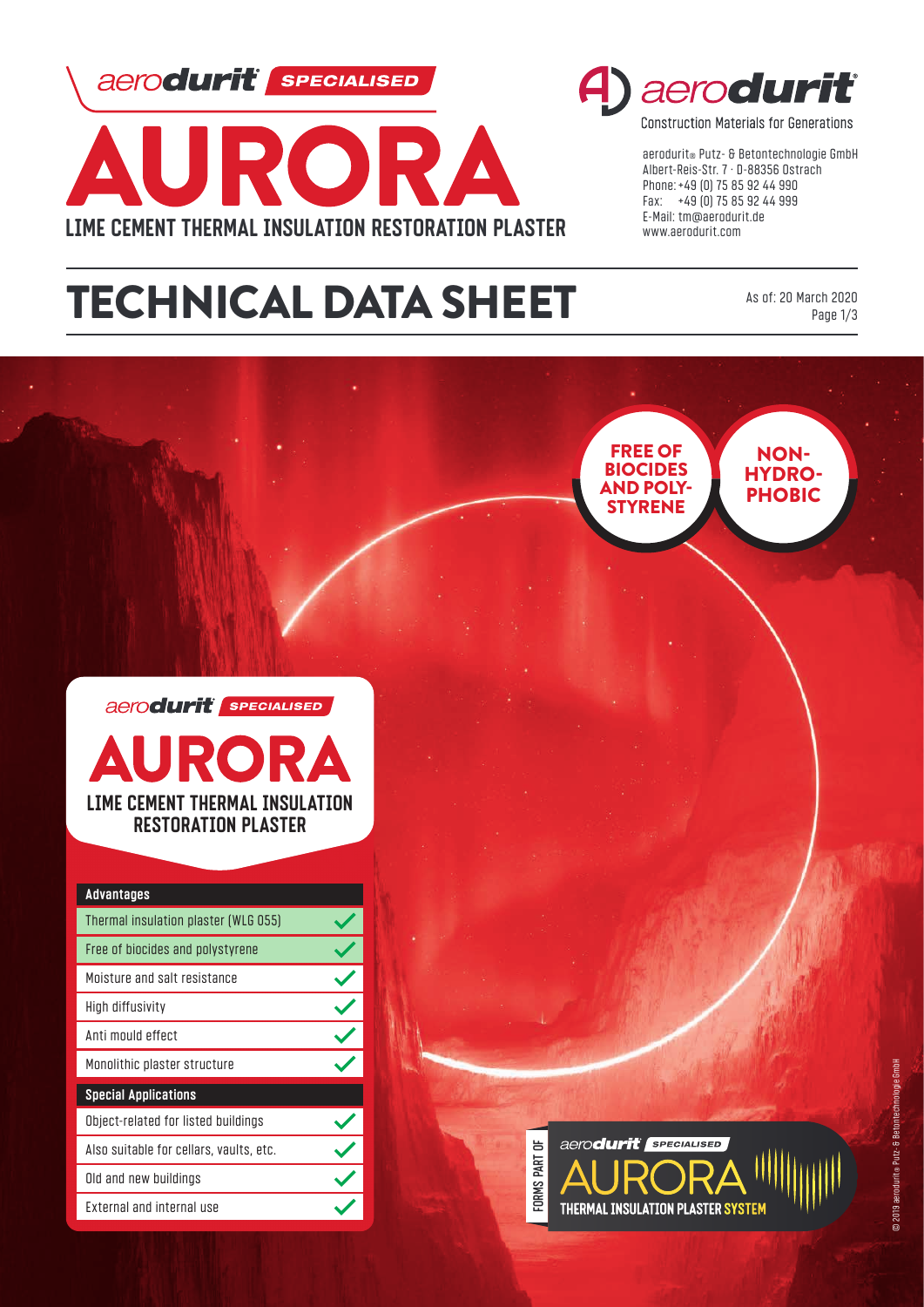aerodurit SPECIALISED

# AURORA

**LIME CEMENT THERMAL INSULATION RESTORATION PLASTER**

aerodurit

Construction Materials for Generations

aerodurit® Putz- & Betontechnologie GmbH
Albert-Reis-Str. 7 · D-88356 Ostrach
Phone: +49 (0) 75 85 92 44 990
Fax: +49 (0) 75 85 92 44 999
E-Mail: tm@aerodurit.de
www.aerodurit.com

# TECHNICAL DATA SHEET

As of: 20 March 2020

**FREE OF BIOCIDES AND POLYSTYRENE**

**NON-HYDROPHOBIC**

aerodurit SPECIALISED

## AURORA

**LIME CEMENT THERMAL INSULATION RESTORATION PLASTER**

| Advantages | |
|---|---|
| Thermal insulation plaster (WLG 055) | ✓ |
| Free of biocides and polystyrene | ✓ |
| Moisture and salt resistance | ✓ |
| High diffusivity | ✓ |
| Anti mould effect | ✓ |
| Monolithic plaster structure | ✓ |
| **Special Applications** | |
| Object-related for listed buildings | ✓ |
| Also suitable for cellars, vaults, etc. | ✓ |
| Old and new buildings | ✓ |
| External and internal use | ✓ |

FORMS PART OF aerodurit SPECIALISED AURORA THERMAL INSULATION PLASTER SYSTEM

© 2019 aerodurit® Putz- & Betontechnologie GmbH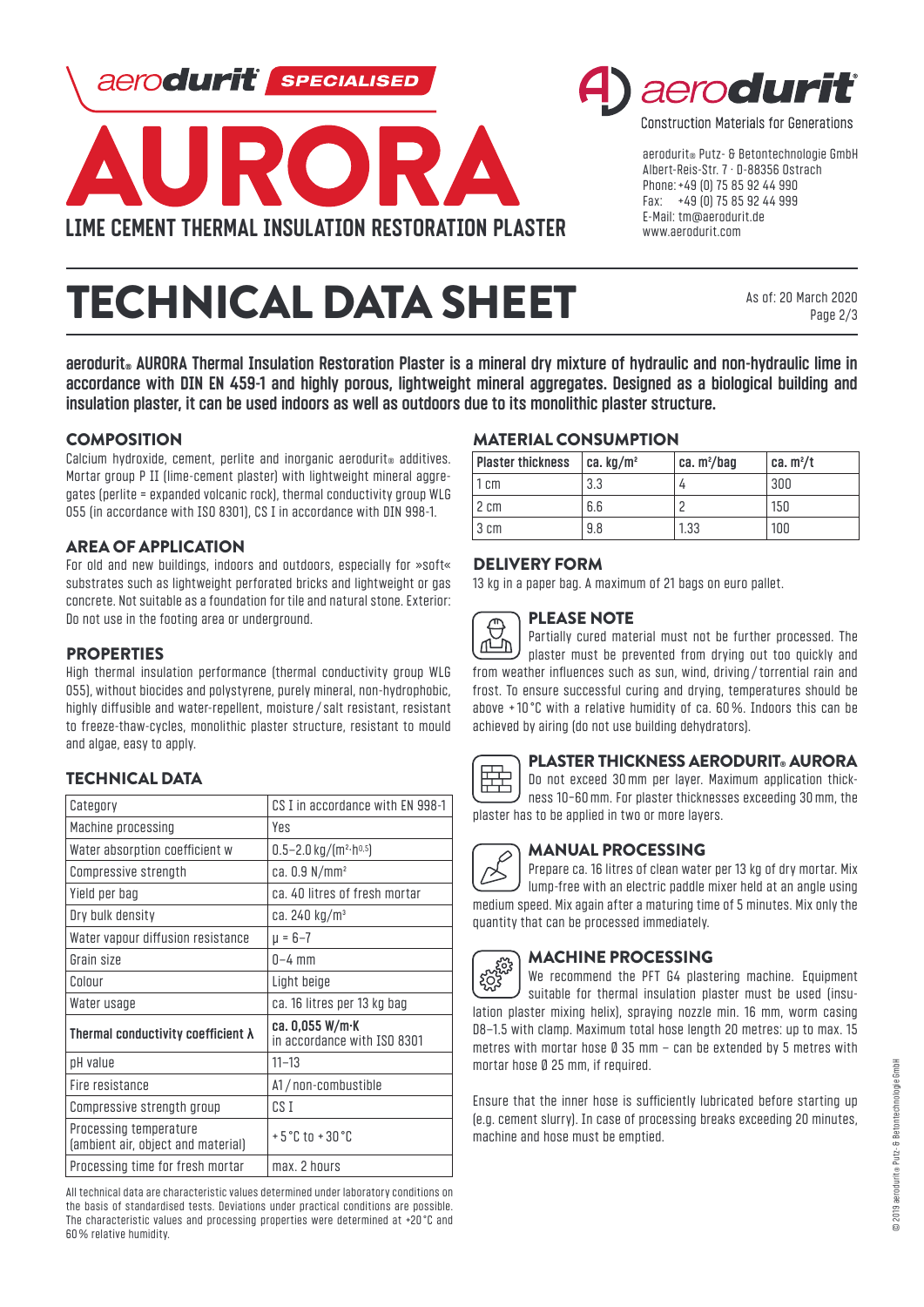aerodurit SPECIALISED

# AURORA

LIME CEMENT THERMAL INSULATION RESTORATION PLASTER

aerodurit

Construction Materials for Generations

aerodurit® Putz- & Betontechnologie GmbH
Albert-Reis-Str. 7 · D-88356 Ostrach
Phone: +49 (0) 75 85 92 44 990
Fax: +49 (0) 75 85 92 44 999
E-Mail: tm@aerodurit.de
www.aerodurit.com

# TECHNICAL DATA SHEET

As of: 20 March 2020

**aerodurit® AURORA Thermal Insulation Restoration Plaster is a mineral dry mixture of hydraulic and non-hydraulic lime in accordance with DIN EN 459-1 and highly porous, lightweight mineral aggregates. Designed as a biological building and insulation plaster, it can be used indoors as well as outdoors due to its monolithic plaster structure.**

## COMPOSITION

Calcium hydroxide, cement, perlite and inorganic aerodurit® additives. Mortar group P II (lime-cement plaster) with lightweight mineral aggregates (perlite = expanded volcanic rock), thermal conductivity group WLG 055 (in accordance with ISO 8301), CS I in accordance with DIN 998-1.

## AREA OF APPLICATION

For old and new buildings, indoors and outdoors, especially for »soft« substrates such as lightweight perforated bricks and lightweight or gas concrete. Not suitable as a foundation for tile and natural stone. Exterior: Do not use in the footing area or underground.

## PROPERTIES

High thermal insulation performance (thermal conductivity group WLG 055), without biocides and polystyrene, purely mineral, non-hydrophobic, highly diffusible and water-repellent, moisture / salt resistant, resistant to freeze-thaw-cycles, monolithic plaster structure, resistant to mould and algae, easy to apply.

## TECHNICAL DATA

| | |
|---|---|
| Category | CS I in accordance with EN 998-1 |
| Machine processing | Yes |
| Water absorption coefficient w | 0.5–2.0 kg/(m²·h^0.5) |
| Compressive strength | ca. 0.9 N/mm² |
| Yield per bag | ca. 40 litres of fresh mortar |
| Dry bulk density | ca. 240 kg/m³ |
| Water vapour diffusion resistance | μ = 6–7 |
| Grain size | 0–4 mm |
| Colour | Light beige |
| Water usage | ca. 16 litres per 13 kg bag |
| **Thermal conductivity coefficient λ** | **ca. 0,055 W/m·K** in accordance with ISO 8301 |
| pH value | 11–13 |
| Fire resistance | A1 / non-combustible |
| Compressive strength group | CS I |
| Processing temperature (ambient air, object and material) | +5 °C to +30 °C |
| Processing time for fresh mortar | max. 2 hours |

All technical data are characteristic values determined under laboratory conditions on the basis of standardised tests. Deviations under practical conditions are possible. The characteristic values and processing properties were determined at +20 °C and 60 % relative humidity.

## MATERIAL CONSUMPTION

| Plaster thickness | ca. kg/m² | ca. m²/bag | ca. m²/t |
|---|---|---|---|
| 1 cm | 3.3 | 4 | 300 |
| 2 cm | 6.6 | 2 | 150 |
| 3 cm | 9.8 | 1.33 | 100 |

## DELIVERY FORM

13 kg in a paper bag. A maximum of 21 bags on euro pallet.

## PLEASE NOTE

Partially cured material must not be further processed. The plaster must be prevented from drying out too quickly and from weather influences such as sun, wind, driving / torrential rain and frost. To ensure successful curing and drying, temperatures should be above +10 °C with a relative humidity of ca. 60 %. Indoors this can be achieved by airing (do not use building dehydrators).

## PLASTER THICKNESS AERODURIT® AURORA

Do not exceed 30 mm per layer. Maximum application thickness 10–60 mm. For plaster thicknesses exceeding 30 mm, the plaster has to be applied in two or more layers.

## MANUAL PROCESSING

Prepare ca. 16 litres of clean water per 13 kg of dry mortar. Mix lump-free with an electric paddle mixer held at an angle using medium speed. Mix again after a maturing time of 5 minutes. Mix only the quantity that can be processed immediately.

## MACHINE PROCESSING

We recommend the PFT G4 plastering machine. Equipment suitable for thermal insulation plaster must be used (insulation plaster mixing helix), spraying nozzle min. 16 mm, worm casing D8–1.5 with clamp. Maximum total hose length 20 metres: up to max. 15 metres with mortar hose Ø 35 mm – can be extended by 5 metres with mortar hose Ø 25 mm, if required.

Ensure that the inner hose is sufficiently lubricated before starting up (e.g. cement slurry). In case of processing breaks exceeding 20 minutes, machine and hose must be emptied.

© 2019 aerodurit® Putz- & Betontechnologie GmbH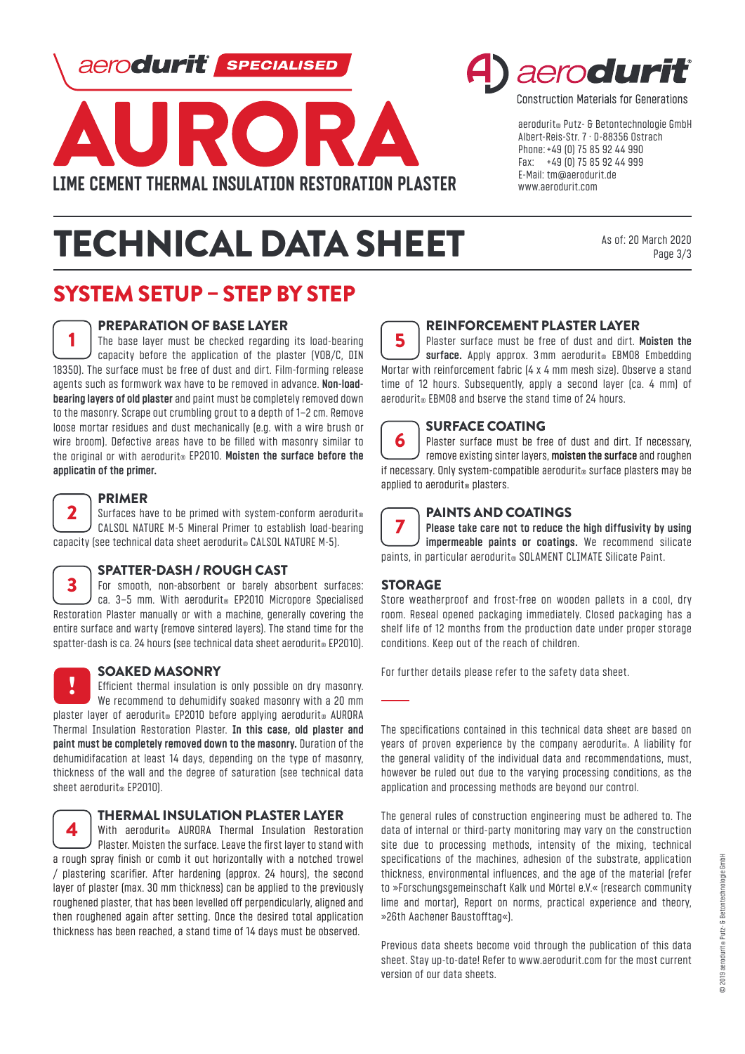aerodurit® SPECIALISED

# AURORA

LIME CEMENT THERMAL INSULATION RESTORATION PLASTER

aerodurit®

Construction Materials for Generations

aerodurit® Putz- & Betontechnologie GmbH
Albert-Reis-Str. 7 · D-88356 Ostrach
Phone: +49 (0) 75 85 92 44 990
Fax: +49 (0) 75 85 92 44 999
E-Mail: tm@aerodurit.de
www.aerodurit.com

# TECHNICAL DATA SHEET

As of: 20 March 2020

## SYSTEM SETUP – STEP BY STEP

### 1 PREPARATION OF BASE LAYER

The base layer must be checked regarding its load-bearing capacity before the application of the plaster (VOB/C, DIN 18350). The surface must be free of dust and dirt. Film-forming release agents such as formwork wax have to be removed in advance. **Non-load-bearing layers of old plaster** and paint must be completely removed down to the masonry. Scrape out crumbling grout to a depth of 1–2 cm. Remove loose mortar residues and dust mechanically (e.g. with a wire brush or wire broom). Defective areas have to be filled with masonry similar to the original or with aerodurit® EP2010. **Moisten the surface before the applicatin of the primer.**

### 2 PRIMER

Surfaces have to be primed with system-conform aerodurit® CALSOL NATURE M-5 Mineral Primer to establish load-bearing capacity (see technical data sheet aerodurit® CALSOL NATURE M-5).

### 3 SPATTER-DASH / ROUGH CAST

For smooth, non-absorbent or barely absorbent surfaces: ca. 3–5 mm. With aerodurit® EP2010 Micropore Specialised Restoration Plaster manually or with a machine, generally covering the entire surface and warty (remove sintered layers). The stand time for the spatter-dash is ca. 24 hours (see technical data sheet aerodurit® EP2010).

### ! SOAKED MASONRY

Efficient thermal insulation is only possible on dry masonry. We recommend to dehumidify soaked masonry with a 20 mm plaster layer of aerodurit® EP2010 before applying aerodurit® AURORA Thermal Insulation Restoration Plaster. **In this case, old plaster and paint must be completely removed down to the masonry.** Duration of the dehumidifacation at least 14 days, depending on the type of masonry, thickness of the wall and the degree of saturation (see technical data sheet aerodurit® EP2010).

### 4 THERMAL INSULATION PLASTER LAYER

With aerodurit® AURORA Thermal Insulation Restoration Plaster. Moisten the surface. Leave the first layer to stand with a rough spray finish or comb it out horizontally with a notched trowel / plastering scarifier. After hardening (approx. 24 hours), the second layer of plaster (max. 30 mm thickness) can be applied to the previously roughened plaster, that has been levelled off perpendicularly, aligned and then roughened again after setting. Once the desired total application thickness has been reached, a stand time of 14 days must be observed.

### 5 REINFORCEMENT PLASTER LAYER

Plaster surface must be free of dust and dirt. **Moisten the surface.** Apply approx. 3 mm aerodurit® EBM08 Embedding Mortar with reinforcement fabric (4 x 4 mm mesh size). Observe a stand time of 12 hours. Subsequently, apply a second layer (ca. 4 mm) of aerodurit® EBM08 and bserve the stand time of 24 hours.

### 6 SURFACE COATING

Plaster surface must be free of dust and dirt. If necessary, remove existing sinter layers, **moisten the surface** and roughen if necessary. Only system-compatible aerodurit® surface plasters may be applied to aerodurit® plasters.

### 7 PAINTS AND COATINGS

**Please take care not to reduce the high diffusivity by using impermeable paints or coatings.** We recommend silicate paints, in particular aerodurit® SOLAMENT CLIMATE Silicate Paint.

### STORAGE

Store weatherproof and frost-free on wooden pallets in a cool, dry room. Reseal opened packaging immediately. Closed packaging has a shelf life of 12 months from the production date under proper storage conditions. Keep out of the reach of children.

For further details please refer to the safety data sheet.

The specifications contained in this technical data sheet are based on years of proven experience by the company aerodurit®. A liability for the general validity of the individual data and recommendations, must, however be ruled out due to the varying processing conditions, as the application and processing methods are beyond our control.

The general rules of construction engineering must be adhered to. The data of internal or third-party monitoring may vary on the construction site due to processing methods, intensity of the mixing, technical specifications of the machines, adhesion of the substrate, application thickness, environmental influences, and the age of the material (refer to »Forschungsgemeinschaft Kalk und Mörtel e.V.« (research community lime and mortar), Report on norms, practical experience and theory, »26th Aachener Baustofftag«).

Previous data sheets become void through the publication of this data sheet. Stay up-to-date! Refer to www.aerodurit.com for the most current version of our data sheets.

© 2019 aerodurit® Putz- & Betontechnologie GmbH